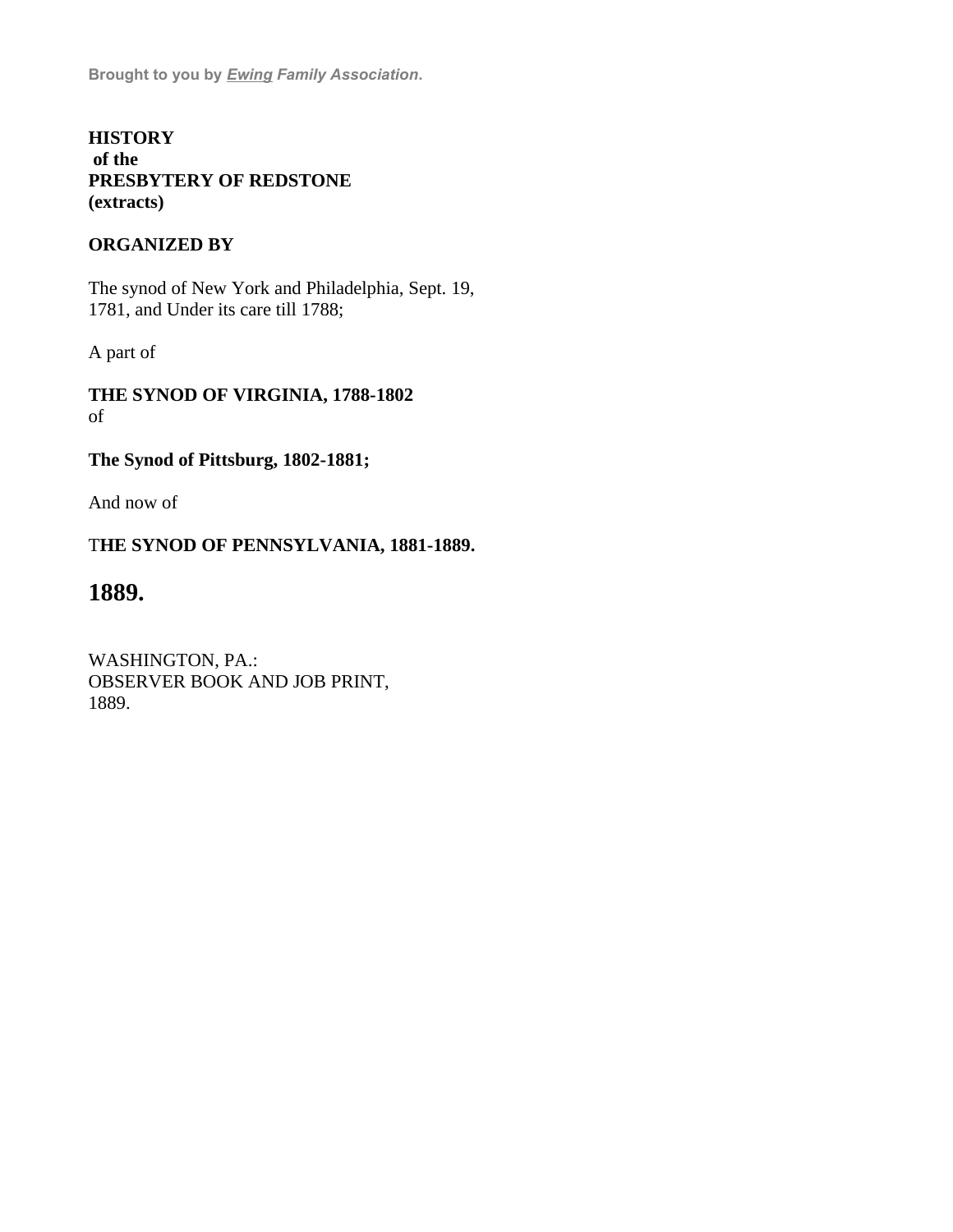**Brought to you by *Ewing* *Family Association*.**

# HISTORY of the PRESBYTERY OF REDSTONE (extracts)

**ORGANIZED BY**

The synod of New York and Philadelphia, Sept. 19, 1781, and Under its care till 1788;

A part of

**THE SYNOD OF VIRGINIA, 1788-1802**
of

**The Synod of Pittsburg, 1802-1881;**

And now of

**THE SYNOD OF PENNSYLVANIA, 1881-1889.**

## 1889.

WASHINGTON, PA.:
OBSERVER BOOK AND JOB PRINT,
1889.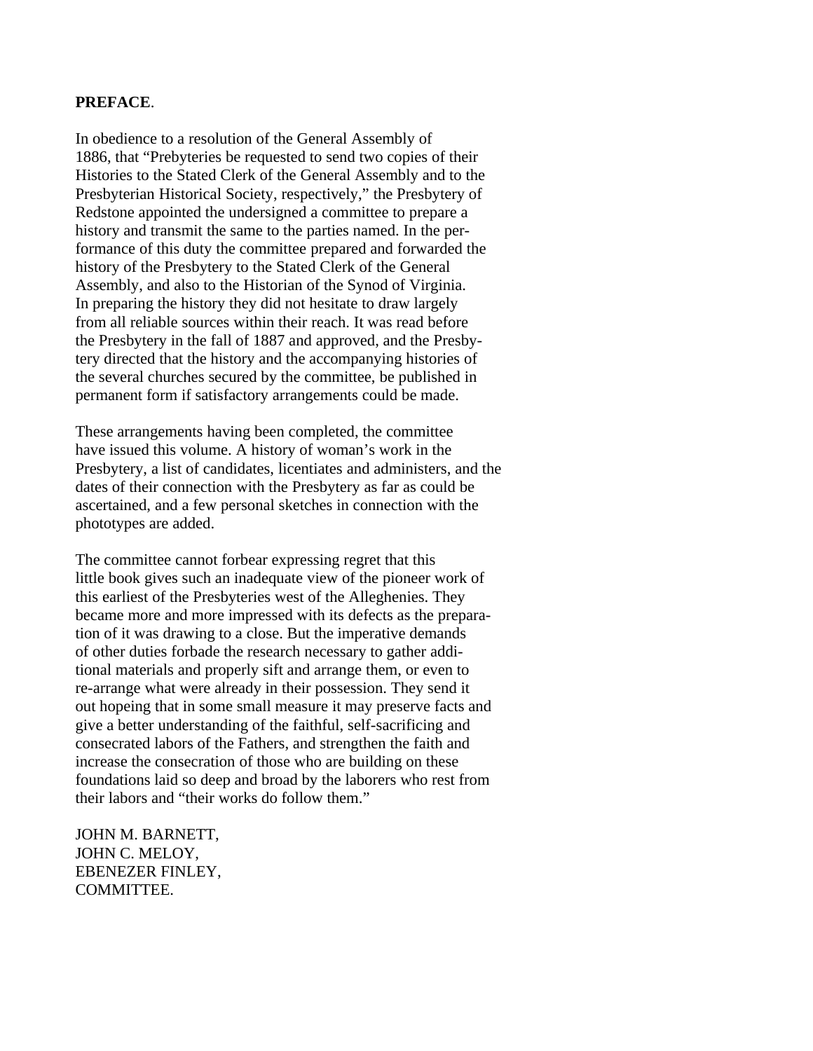**PREFACE**.

In obedience to a resolution of the General Assembly of 1886, that "Prebyteries be requested to send two copies of their Histories to the Stated Clerk of the General Assembly and to the Presbyterian Historical Society, respectively," the Presbytery of Redstone appointed the undersigned a committee to prepare a history and transmit the same to the parties named. In the performance of this duty the committee prepared and forwarded the history of the Presbytery to the Stated Clerk of the General Assembly, and also to the Historian of the Synod of Virginia. In preparing the history they did not hesitate to draw largely from all reliable sources within their reach. It was read before the Presbytery in the fall of 1887 and approved, and the Presbytery directed that the history and the accompanying histories of the several churches secured by the committee, be published in permanent form if satisfactory arrangements could be made.

These arrangements having been completed, the committee have issued this volume. A history of woman's work in the Presbytery, a list of candidates, licentiates and administers, and the dates of their connection with the Presbytery as far as could be ascertained, and a few personal sketches in connection with the phototypes are added.

The committee cannot forbear expressing regret that this little book gives such an inadequate view of the pioneer work of this earliest of the Presbyteries west of the Alleghenies. They became more and more impressed with its defects as the preparation of it was drawing to a close. But the imperative demands of other duties forbade the research necessary to gather additional materials and properly sift and arrange them, or even to re-arrange what were already in their possession. They send it out hopeing that in some small measure it may preserve facts and give a better understanding of the faithful, self-sacrificing and consecrated labors of the Fathers, and strengthen the faith and increase the consecration of those who are building on these foundations laid so deep and broad by the laborers who rest from their labors and "their works do follow them."

JOHN M. BARNETT,
JOHN C. MELOY,
EBENEZER FINLEY,
COMMITTEE.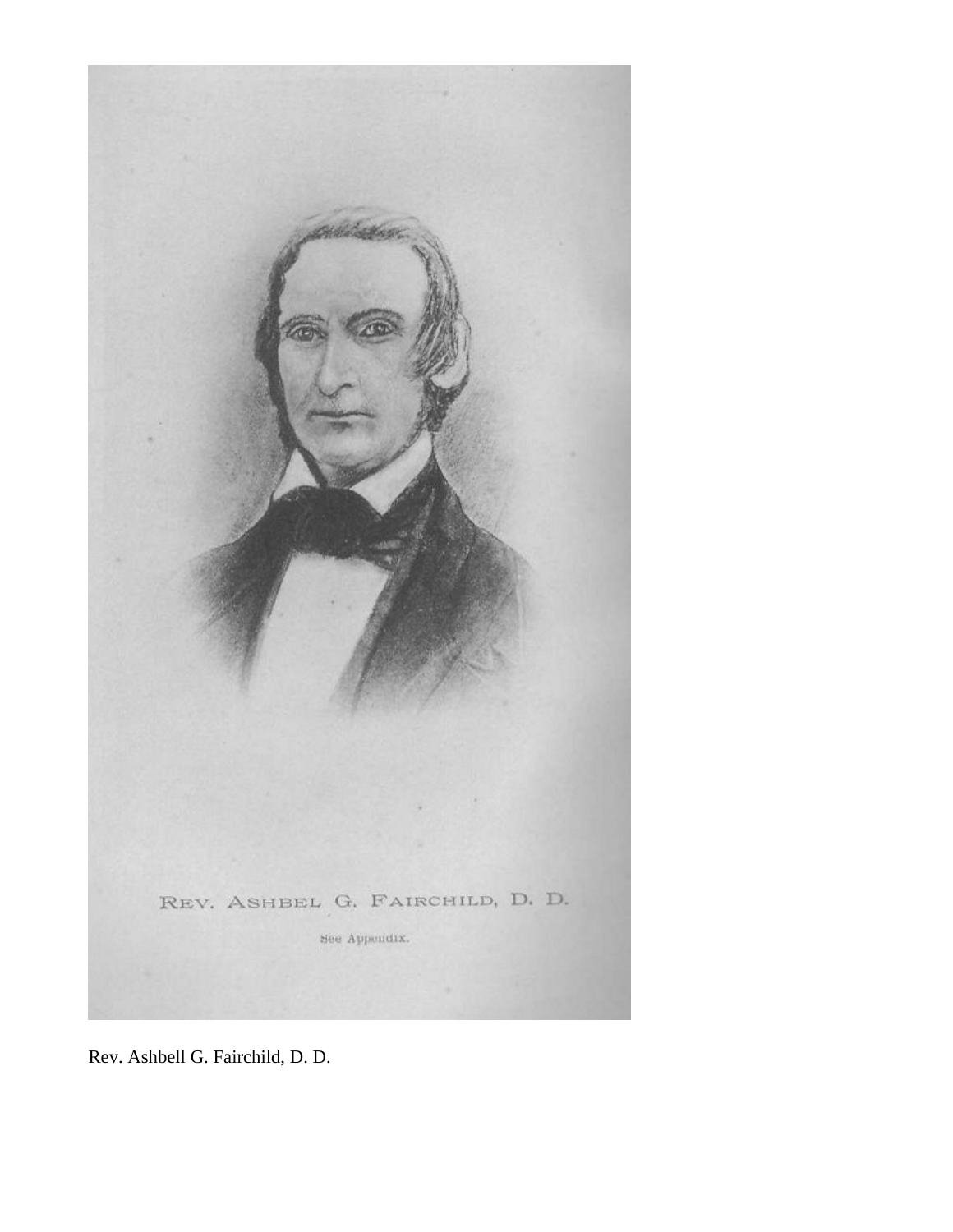REV. ASHBEL G. FAIRCHILD, D. D.

See Appendix.

Rev. Ashbell G. Fairchild, D. D.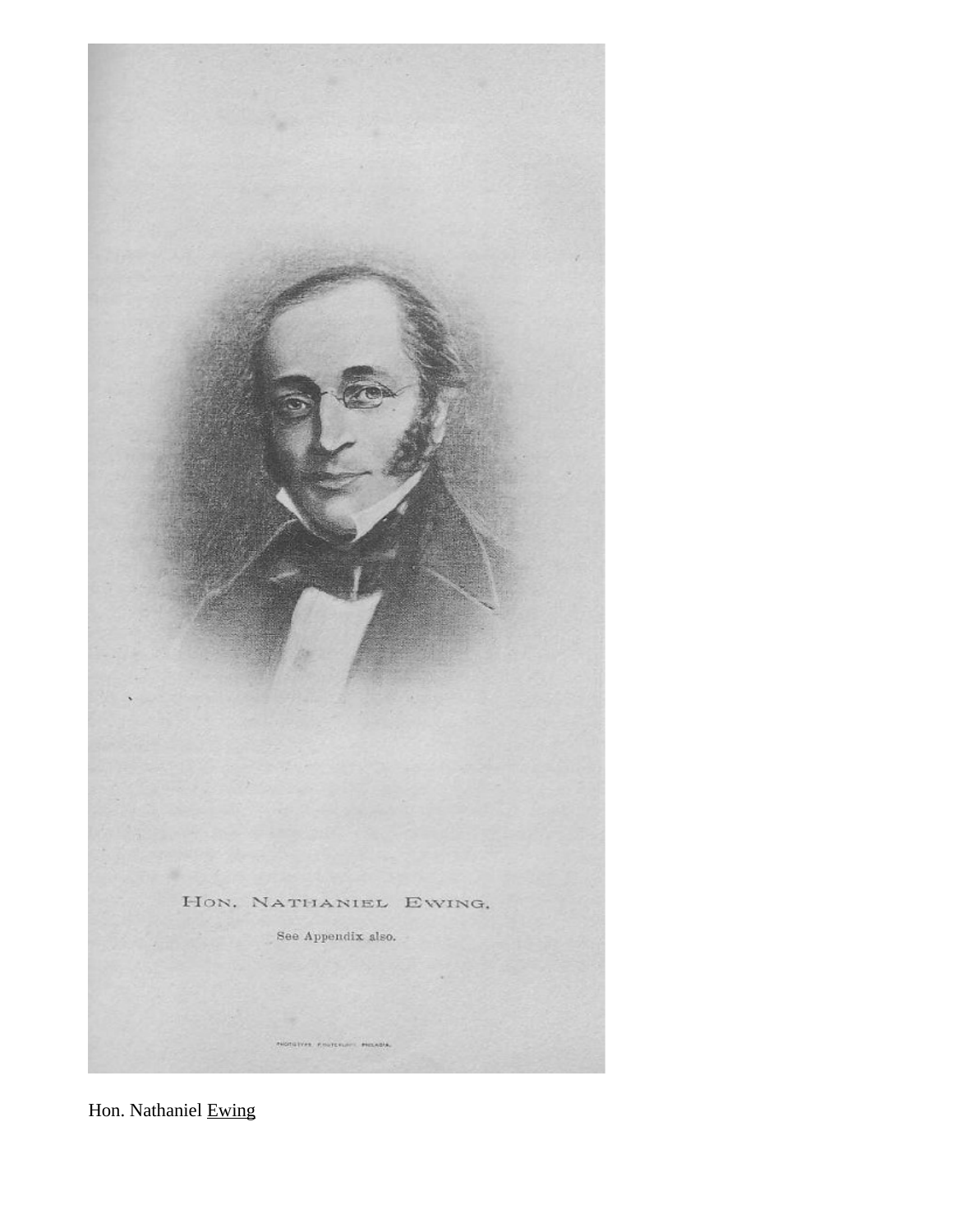HON. NATHANIEL EWING.

See Appendix also.

Hon. Nathaniel Ewing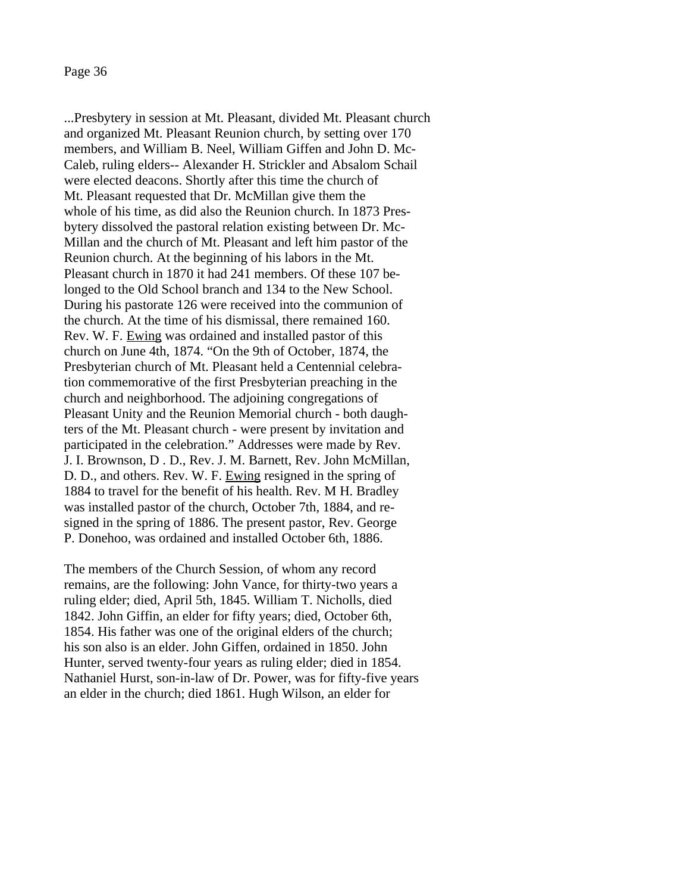...Presbytery in session at Mt. Pleasant, divided Mt. Pleasant church and organized Mt. Pleasant Reunion church, by setting over 170 members, and William B. Neel, William Giffen and John D. McCaleb, ruling elders-- Alexander H. Strickler and Absalom Schail were elected deacons. Shortly after this time the church of Mt. Pleasant requested that Dr. McMillan give them the whole of his time, as did also the Reunion church. In 1873 Presbytery dissolved the pastoral relation existing between Dr. McMillan and the church of Mt. Pleasant and left him pastor of the Reunion church. At the beginning of his labors in the Mt. Pleasant church in 1870 it had 241 members. Of these 107 belonged to the Old School branch and 134 to the New School. During his pastorate 126 were received into the communion of the church. At the time of his dismissal, there remained 160. Rev. W. F. <u>Ewing</u> was ordained and installed pastor of this church on June 4th, 1874. "On the 9th of October, 1874, the Presbyterian church of Mt. Pleasant held a Centennial celebration commemorative of the first Presbyterian preaching in the church and neighborhood. The adjoining congregations of Pleasant Unity and the Reunion Memorial church - both daughters of the Mt. Pleasant church - were present by invitation and participated in the celebration." Addresses were made by Rev. J. I. Brownson, D . D., Rev. J. M. Barnett, Rev. John McMillan, D. D., and others. Rev. W. F. <u>Ewing</u> resigned in the spring of 1884 to travel for the benefit of his health. Rev. M H. Bradley was installed pastor of the church, October 7th, 1884, and resigned in the spring of 1886. The present pastor, Rev. George P. Donehoo, was ordained and installed October 6th, 1886.

The members of the Church Session, of whom any record remains, are the following: John Vance, for thirty-two years a ruling elder; died, April 5th, 1845. William T. Nicholls, died 1842. John Giffin, an elder for fifty years; died, October 6th, 1854. His father was one of the original elders of the church; his son also is an elder. John Giffen, ordained in 1850. John Hunter, served twenty-four years as ruling elder; died in 1854. Nathaniel Hurst, son-in-law of Dr. Power, was for fifty-five years an elder in the church; died 1861. Hugh Wilson, an elder for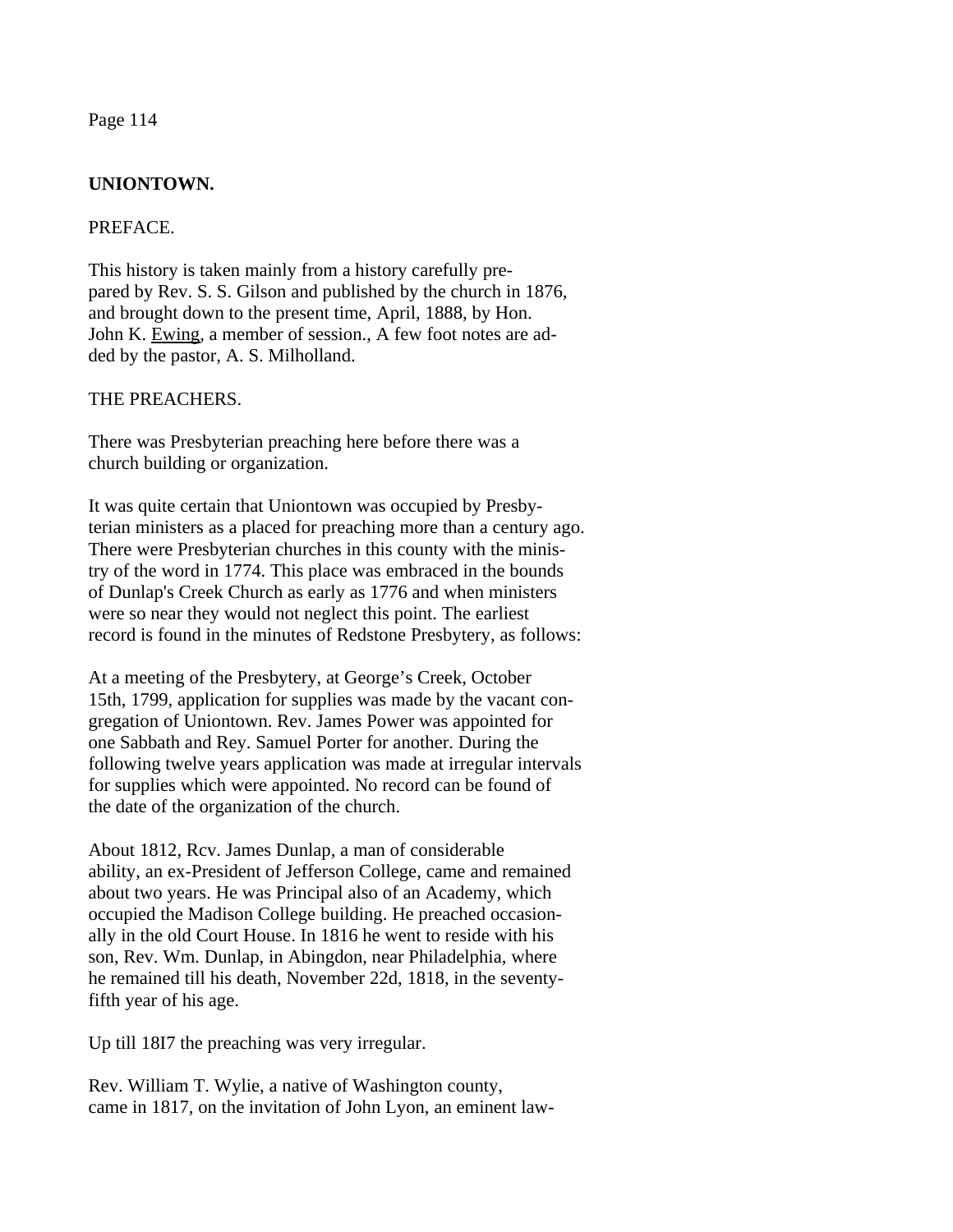Page 114

## UNIONTOWN.

PREFACE.

This history is taken mainly from a history carefully prepared by Rev. S. S. Gilson and published by the church in 1876, and brought down to the present time, April, 1888, by Hon. John K. Ewing, a member of session., A few foot notes are added by the pastor, A. S. Milholland.

THE PREACHERS.

There was Presbyterian preaching here before there was a church building or organization.

It was quite certain that Uniontown was occupied by Presbyterian ministers as a placed for preaching more than a century ago. There were Presbyterian churches in this county with the ministry of the word in 1774. This place was embraced in the bounds of Dunlap's Creek Church as early as 1776 and when ministers were so near they would not neglect this point. The earliest record is found in the minutes of Redstone Presbytery, as follows:

At a meeting of the Presbytery, at George's Creek, October 15th, 1799, application for supplies was made by the vacant congregation of Uniontown. Rev. James Power was appointed for one Sabbath and Rey. Samuel Porter for another. During the following twelve years application was made at irregular intervals for supplies which were appointed. No record can be found of the date of the organization of the church.

About 1812, Rcv. James Dunlap, a man of considerable ability, an ex-President of Jefferson College, came and remained about two years. He was Principal also of an Academy, which occupied the Madison College building. He preached occasionally in the old Court House. In 1816 he went to reside with his son, Rev. Wm. Dunlap, in Abingdon, near Philadelphia, where he remained till his death, November 22d, 1818, in the seventy-fifth year of his age.

Up till 18I7 the preaching was very irregular.

Rev. William T. Wylie, a native of Washington county, came in 1817, on the invitation of John Lyon, an eminent law-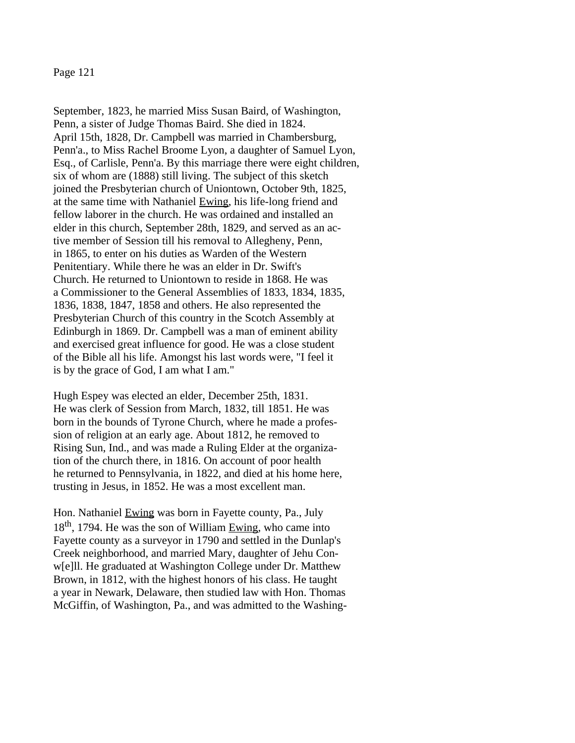September, 1823, he married Miss Susan Baird, of Washington, Penn, a sister of Judge Thomas Baird. She died in 1824. April 15th, 1828, Dr. Campbell was married in Chambersburg, Penn'a., to Miss Rachel Broome Lyon, a daughter of Samuel Lyon, Esq., of Carlisle, Penn'a. By this marriage there were eight children, six of whom are (1888) still living. The subject of this sketch joined the Presbyterian church of Uniontown, October 9th, 1825, at the same time with Nathaniel Ewing, his life-long friend and fellow laborer in the church. He was ordained and installed an elder in this church, September 28th, 1829, and served as an active member of Session till his removal to Allegheny, Penn, in 1865, to enter on his duties as Warden of the Western Penitentiary. While there he was an elder in Dr. Swift's Church. He returned to Uniontown to reside in 1868. He was a Commissioner to the General Assemblies of 1833, 1834, 1835, 1836, 1838, 1847, 1858 and others. He also represented the Presbyterian Church of this country in the Scotch Assembly at Edinburgh in 1869. Dr. Campbell was a man of eminent ability and exercised great influence for good. He was a close student of the Bible all his life. Amongst his last words were, "I feel it is by the grace of God, I am what I am."

Hugh Espey was elected an elder, December 25th, 1831. He was clerk of Session from March, 1832, till 1851. He was born in the bounds of Tyrone Church, where he made a profession of religion at an early age. About 1812, he removed to Rising Sun, Ind., and was made a Ruling Elder at the organization of the church there, in 1816. On account of poor health he returned to Pennsylvania, in 1822, and died at his home here, trusting in Jesus, in 1852. He was a most excellent man.

Hon. Nathaniel Ewing was born in Fayette county, Pa., July 18th, 1794. He was the son of William Ewing, who came into Fayette county as a surveyor in 1790 and settled in the Dunlap's Creek neighborhood, and married Mary, daughter of Jehu Conw[e]ll. He graduated at Washington College under Dr. Matthew Brown, in 1812, with the highest honors of his class. He taught a year in Newark, Delaware, then studied law with Hon. Thomas McGiffin, of Washington, Pa., and was admitted to the Washing-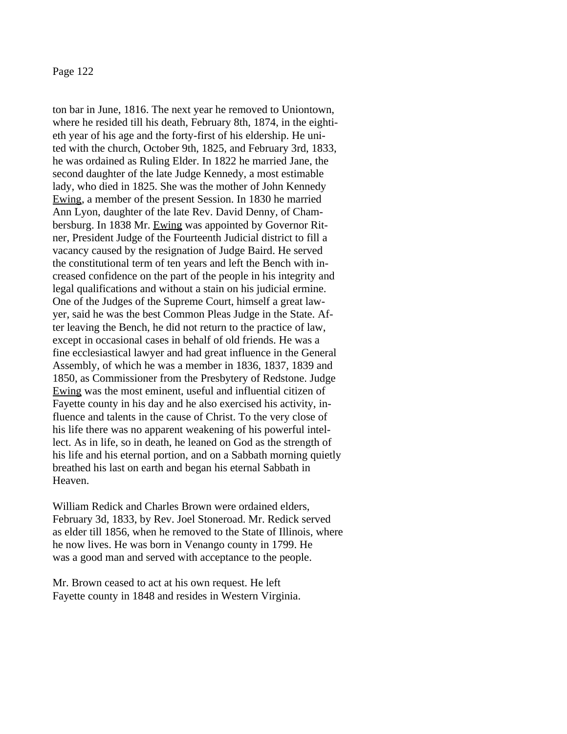ton bar in June, 1816. The next year he removed to Uniontown, where he resided till his death, February 8th, 1874, in the eightieth year of his age and the forty-first of his eldership. He united with the church, October 9th, 1825, and February 3rd, 1833, he was ordained as Ruling Elder. In 1822 he married Jane, the second daughter of the late Judge Kennedy, a most estimable lady, who died in 1825. She was the mother of John Kennedy Ewing, a member of the present Session. In 1830 he married Ann Lyon, daughter of the late Rev. David Denny, of Chambersburg. In 1838 Mr. Ewing was appointed by Governor Ritner, President Judge of the Fourteenth Judicial district to fill a vacancy caused by the resignation of Judge Baird. He served the constitutional term of ten years and left the Bench with increased confidence on the part of the people in his integrity and legal qualifications and without a stain on his judicial ermine. One of the Judges of the Supreme Court, himself a great lawyer, said he was the best Common Pleas Judge in the State. After leaving the Bench, he did not return to the practice of law, except in occasional cases in behalf of old friends. He was a fine ecclesiastical lawyer and had great influence in the General Assembly, of which he was a member in 1836, 1837, 1839 and 1850, as Commissioner from the Presbytery of Redstone. Judge Ewing was the most eminent, useful and influential citizen of Fayette county in his day and he also exercised his activity, influence and talents in the cause of Christ. To the very close of his life there was no apparent weakening of his powerful intellect. As in life, so in death, he leaned on God as the strength of his life and his eternal portion, and on a Sabbath morning quietly breathed his last on earth and began his eternal Sabbath in Heaven.

William Redick and Charles Brown were ordained elders, February 3d, 1833, by Rev. Joel Stoneroad. Mr. Redick served as elder till 1856, when he removed to the State of Illinois, where he now lives. He was born in Venango county in 1799. He was a good man and served with acceptance to the people.

Mr. Brown ceased to act at his own request. He left Fayette county in 1848 and resides in Western Virginia.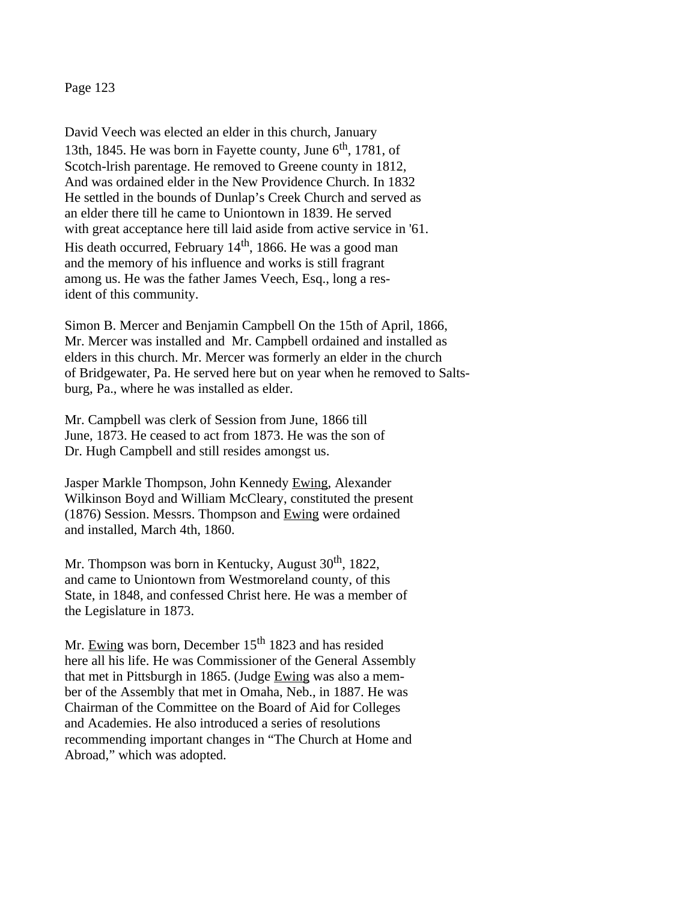David Veech was elected an elder in this church, January 13th, 1845. He was born in Fayette county, June 6th, 1781, of Scotch-lrish parentage. He removed to Greene county in 1812, And was ordained elder in the New Providence Church. In 1832 He settled in the bounds of Dunlap's Creek Church and served as an elder there till he came to Uniontown in 1839. He served with great acceptance here till laid aside from active service in '61. His death occurred, February 14th, 1866. He was a good man and the memory of his influence and works is still fragrant among us. He was the father James Veech, Esq., long a resident of this community.

Simon B. Mercer and Benjamin Campbell On the 15th of April, 1866, Mr. Mercer was installed and Mr. Campbell ordained and installed as elders in this church. Mr. Mercer was formerly an elder in the church of Bridgewater, Pa. He served here but on year when he removed to Saltsburg, Pa., where he was installed as elder.

Mr. Campbell was clerk of Session from June, 1866 till June, 1873. He ceased to act from 1873. He was the son of Dr. Hugh Campbell and still resides amongst us.

Jasper Markle Thompson, John Kennedy Ewing, Alexander Wilkinson Boyd and William McCleary, constituted the present (1876) Session. Messrs. Thompson and Ewing were ordained and installed, March 4th, 1860.

Mr. Thompson was born in Kentucky, August 30th, 1822, and came to Uniontown from Westmoreland county, of this State, in 1848, and confessed Christ here. He was a member of the Legislature in 1873.

Mr. Ewing was born, December 15th 1823 and has resided here all his life. He was Commissioner of the General Assembly that met in Pittsburgh in 1865. (Judge Ewing was also a member of the Assembly that met in Omaha, Neb., in 1887. He was Chairman of the Committee on the Board of Aid for Colleges and Academies. He also introduced a series of resolutions recommending important changes in "The Church at Home and Abroad," which was adopted.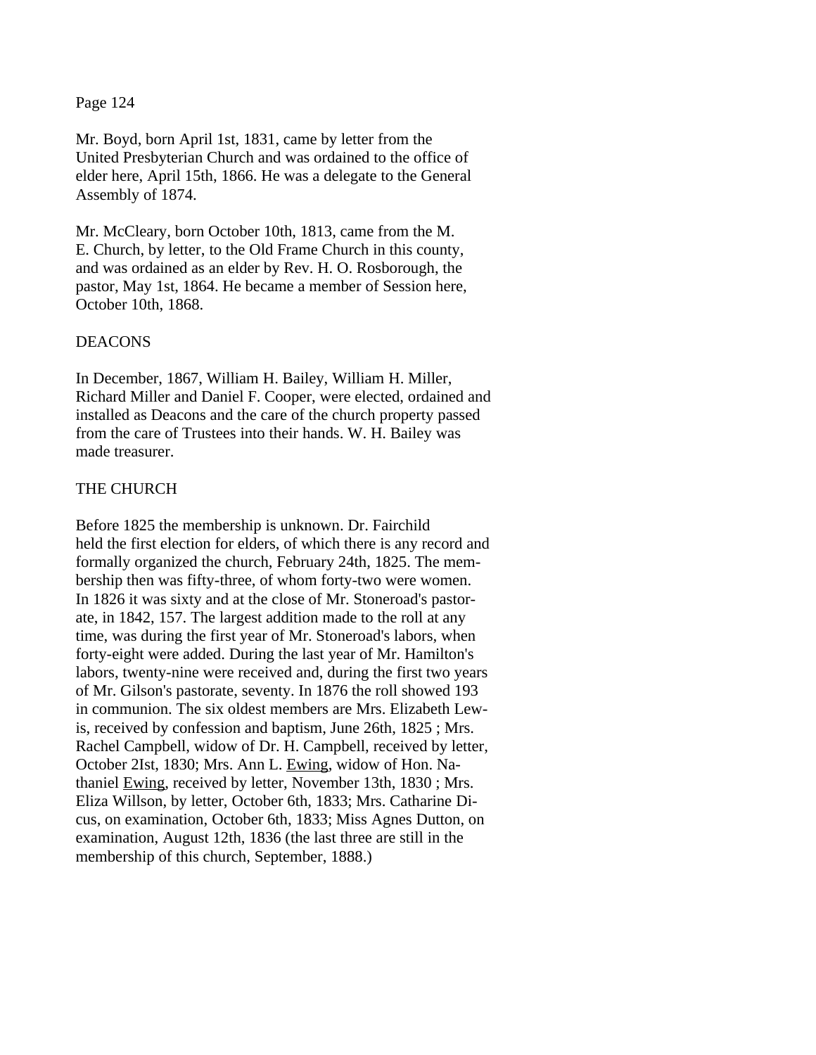Mr. Boyd, born April 1st, 1831, came by letter from the United Presbyterian Church and was ordained to the office of elder here, April 15th, 1866. He was a delegate to the General Assembly of 1874.

Mr. McCleary, born October 10th, 1813, came from the M. E. Church, by letter, to the Old Frame Church in this county, and was ordained as an elder by Rev. H. O. Rosborough, the pastor, May 1st, 1864. He became a member of Session here, October 10th, 1868.

## DEACONS

In December, 1867, William H. Bailey, William H. Miller, Richard Miller and Daniel F. Cooper, were elected, ordained and installed as Deacons and the care of the church property passed from the care of Trustees into their hands. W. H. Bailey was made treasurer.

## THE CHURCH

Before 1825 the membership is unknown. Dr. Fairchild held the first election for elders, of which there is any record and formally organized the church, February 24th, 1825. The membership then was fifty-three, of whom forty-two were women. In 1826 it was sixty and at the close of Mr. Stoneroad's pastorate, in 1842, 157. The largest addition made to the roll at any time, was during the first year of Mr. Stoneroad's labors, when forty-eight were added. During the last year of Mr. Hamilton's labors, twenty-nine were received and, during the first two years of Mr. Gilson's pastorate, seventy. In 1876 the roll showed 193 in communion. The six oldest members are Mrs. Elizabeth Lewis, received by confession and baptism, June 26th, 1825 ; Mrs. Rachel Campbell, widow of Dr. H. Campbell, received by letter, October 2Ist, 1830; Mrs. Ann L. Ewing, widow of Hon. Nathaniel Ewing, received by letter, November 13th, 1830 ; Mrs. Eliza Willson, by letter, October 6th, 1833; Mrs. Catharine Dicus, on examination, October 6th, 1833; Miss Agnes Dutton, on examination, August 12th, 1836 (the last three are still in the membership of this church, September, 1888.)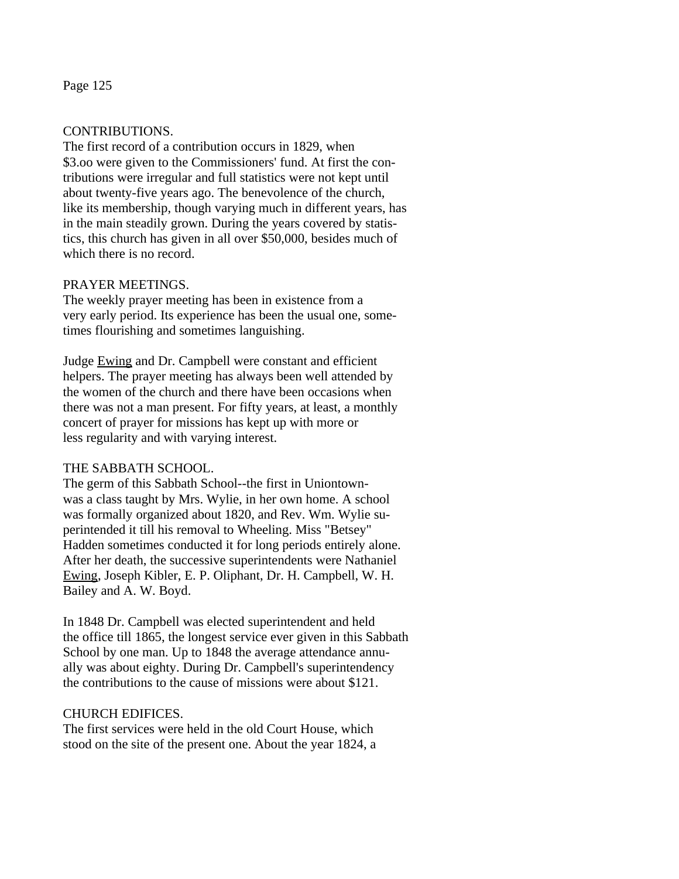## CONTRIBUTIONS.

The first record of a contribution occurs in 1829, when $3.oo were given to the Commissioners' fund. At first the contributions were irregular and full statistics were not kept until about twenty-five years ago. The benevolence of the church, like its membership, though varying much in different years, has in the main steadily grown. During the years covered by statistics, this church has given in all over $50,000, besides much of which there is no record.

## PRAYER MEETINGS.

The weekly prayer meeting has been in existence from a very early period. Its experience has been the usual one, sometimes flourishing and sometimes languishing.

Judge Ewing and Dr. Campbell were constant and efficient helpers. The prayer meeting has always been well attended by the women of the church and there have been occasions when there was not a man present. For fifty years, at least, a monthly concert of prayer for missions has kept up with more or less regularity and with varying interest.

## THE SABBATH SCHOOL.

The germ of this Sabbath School--the first in Uniontown-was a class taught by Mrs. Wylie, in her own home. A school was formally organized about 1820, and Rev. Wm. Wylie superintended it till his removal to Wheeling. Miss "Betsey" Hadden sometimes conducted it for long periods entirely alone. After her death, the successive superintendents were Nathaniel Ewing, Joseph Kibler, E. P. Oliphant, Dr. H. Campbell, W. H. Bailey and A. W. Boyd.

In 1848 Dr. Campbell was elected superintendent and held the office till 1865, the longest service ever given in this Sabbath School by one man. Up to 1848 the average attendance annually was about eighty. During Dr. Campbell's superintendency the contributions to the cause of missions were about $121.

## CHURCH EDIFICES.

The first services were held in the old Court House, which stood on the site of the present one. About the year 1824, a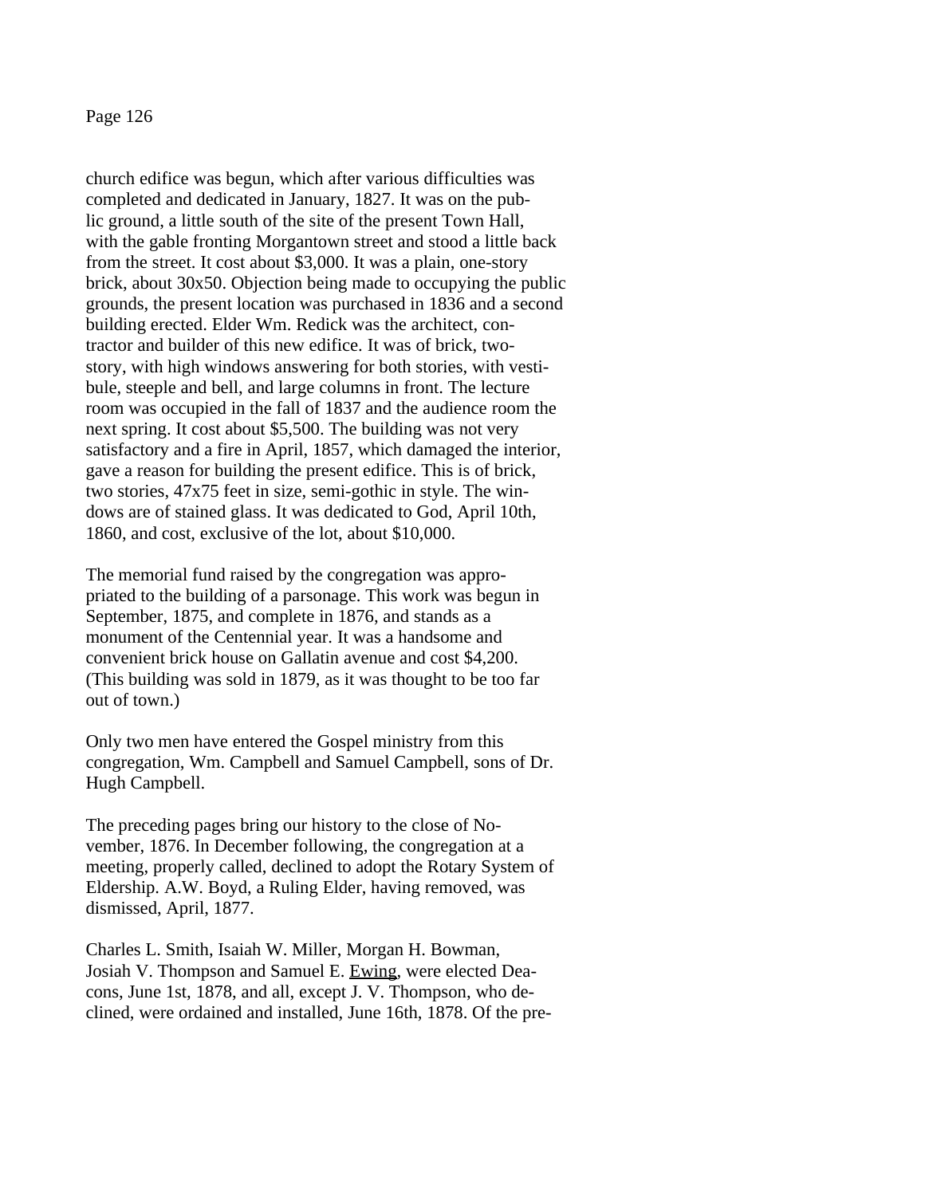church edifice was begun, which after various difficulties was completed and dedicated in January, 1827. It was on the public ground, a little south of the site of the present Town Hall, with the gable fronting Morgantown street and stood a little back from the street. It cost about $3,000. It was a plain, one-story brick, about 30x50. Objection being made to occupying the public grounds, the present location was purchased in 1836 and a second building erected. Elder Wm. Redick was the architect, contractor and builder of this new edifice. It was of brick, two-story, with high windows answering for both stories, with vestibule, steeple and bell, and large columns in front. The lecture room was occupied in the fall of 1837 and the audience room the next spring. It cost about $5,500. The building was not very satisfactory and a fire in April, 1857, which damaged the interior, gave a reason for building the present edifice. This is of brick, two stories, 47x75 feet in size, semi-gothic in style. The windows are of stained glass. It was dedicated to God, April 10th, 1860, and cost, exclusive of the lot, about $10,000.

The memorial fund raised by the congregation was appropriated to the building of a parsonage. This work was begun in September, 1875, and complete in 1876, and stands as a monument of the Centennial year. It was a handsome and convenient brick house on Gallatin avenue and cost $4,200. (This building was sold in 1879, as it was thought to be too far out of town.)

Only two men have entered the Gospel ministry from this congregation, Wm. Campbell and Samuel Campbell, sons of Dr. Hugh Campbell.

The preceding pages bring our history to the close of November, 1876. In December following, the congregation at a meeting, properly called, declined to adopt the Rotary System of Eldership. A.W. Boyd, a Ruling Elder, having removed, was dismissed, April, 1877.

Charles L. Smith, Isaiah W. Miller, Morgan H. Bowman, Josiah V. Thompson and Samuel E. Ewing, were elected Deacons, June 1st, 1878, and all, except J. V. Thompson, who declined, were ordained and installed, June 16th, 1878. Of the pre-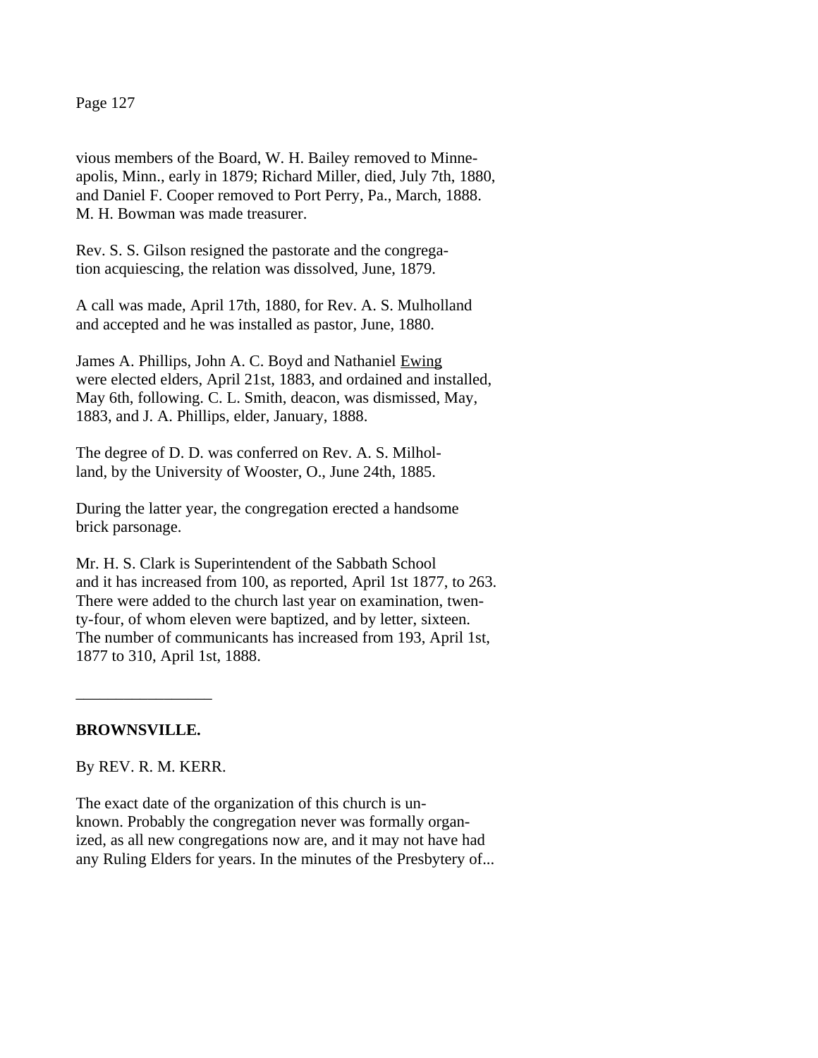vious members of the Board, W. H. Bailey removed to Minneapolis, Minn., early in 1879; Richard Miller, died, July 7th, 1880, and Daniel F. Cooper removed to Port Perry, Pa., March, 1888. M. H. Bowman was made treasurer.

Rev. S. S. Gilson resigned the pastorate and the congregation acquiescing, the relation was dissolved, June, 1879.

A call was made, April 17th, 1880, for Rev. A. S. Mulholland and accepted and he was installed as pastor, June, 1880.

James A. Phillips, John A. C. Boyd and Nathaniel Ewing were elected elders, April 21st, 1883, and ordained and installed, May 6th, following. C. L. Smith, deacon, was dismissed, May, 1883, and J. A. Phillips, elder, January, 1888.

The degree of D. D. was conferred on Rev. A. S. Milholland, by the University of Wooster, O., June 24th, 1885.

During the latter year, the congregation erected a handsome brick parsonage.

Mr. H. S. Clark is Superintendent of the Sabbath School and it has increased from 100, as reported, April 1st 1877, to 263. There were added to the church last year on examination, twenty-four, of whom eleven were baptized, and by letter, sixteen. The number of communicants has increased from 193, April 1st, 1877 to 310, April 1st, 1888.

---

## BROWNSVILLE.

By REV. R. M. KERR.

The exact date of the organization of this church is unknown. Probably the congregation never was formally organized, as all new congregations now are, and it may not have had any Ruling Elders for years. In the minutes of the Presbytery of...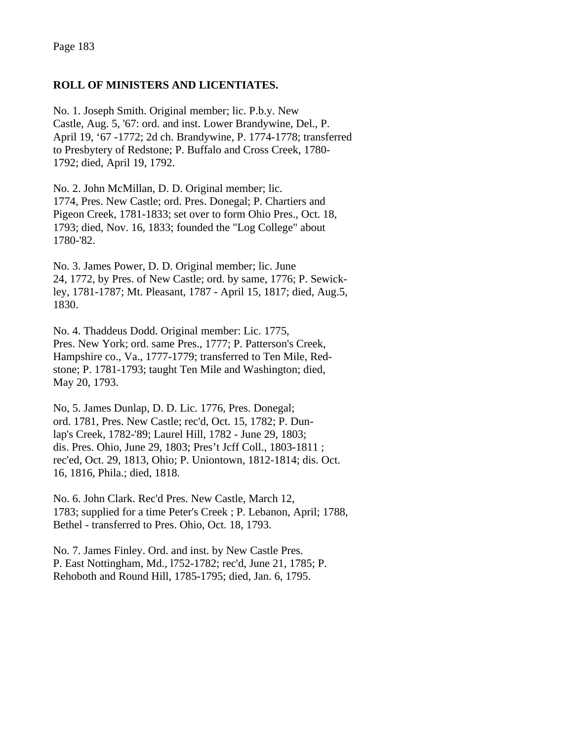## ROLL OF MINISTERS AND LICENTIATES.

No. 1. Joseph Smith. Original member; lic. P.b.y. New Castle, Aug. 5, '67: ord. and inst. Lower Brandywine, Del., P. April 19, '67 -1772; 2d ch. Brandywine, P. 1774-1778; transferred to Presbytery of Redstone; P. Buffalo and Cross Creek, 1780-1792; died, April 19, 1792.

No. 2. John McMillan, D. D. Original member; lic. 1774, Pres. New Castle; ord. Pres. Donegal; P. Chartiers and Pigeon Creek, 1781-1833; set over to form Ohio Pres., Oct. 18, 1793; died, Nov. 16, 1833; founded the "Log College" about 1780-'82.

No. 3. James Power, D. D. Original member; lic. June 24, 1772, by Pres. of New Castle; ord. by same, 1776; P. Sewickley, 1781-1787; Mt. Pleasant, 1787 - April 15, 1817; died, Aug.5, 1830.

No. 4. Thaddeus Dodd. Original member: Lic. 1775, Pres. New York; ord. same Pres., 1777; P. Patterson's Creek, Hampshire co., Va., 1777-1779; transferred to Ten Mile, Redstone; P. 1781-1793; taught Ten Mile and Washington; died, May 20, 1793.

No, 5. James Dunlap, D. D. Lic. 1776, Pres. Donegal; ord. 1781, Pres. New Castle; rec'd, Oct. 15, 1782; P. Dunlap's Creek, 1782-'89; Laurel Hill, 1782 - June 29, 1803; dis. Pres. Ohio, June 29, 1803; Pres't Jcff Coll., 1803-1811 ; rec'ed, Oct. 29, 1813, Ohio; P. Uniontown, 1812-1814; dis. Oct. 16, 1816, Phila.; died, 1818.

No. 6. John Clark. Rec'd Pres. New Castle, March 12, 1783; supplied for a time Peter's Creek ; P. Lebanon, April; 1788, Bethel - transferred to Pres. Ohio, Oct. 18, 1793.

No. 7. James Finley. Ord. and inst. by New Castle Pres. P. East Nottingham, Md., l752-1782; rec'd, June 21, 1785; P. Rehoboth and Round Hill, 1785-1795; died, Jan. 6, 1795.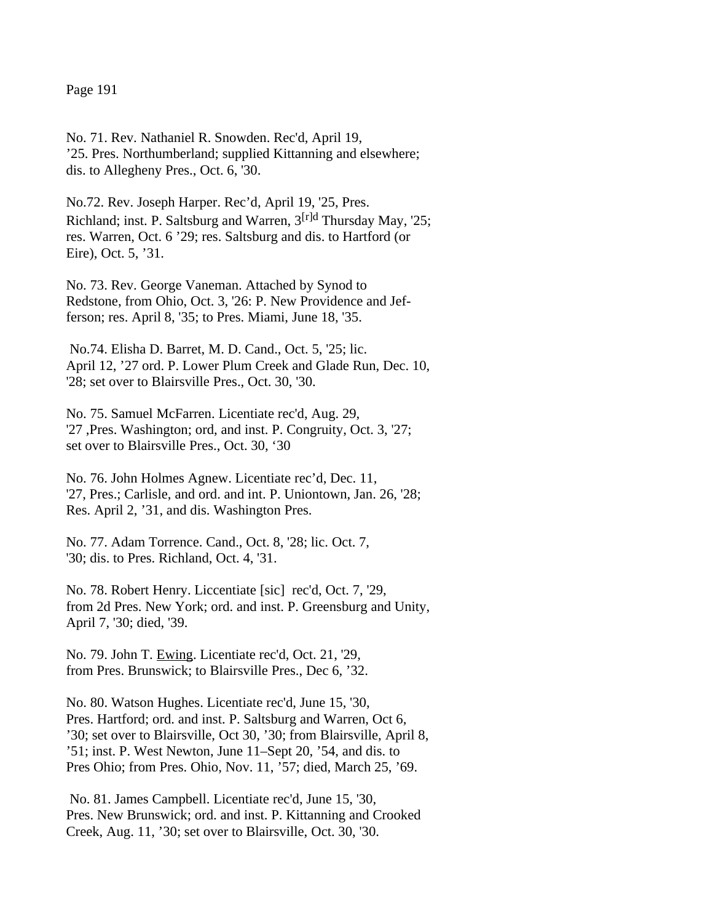No. 71. Rev. Nathaniel R. Snowden. Rec'd, April 19, ’25. Pres. Northumberland; supplied Kittanning and elsewhere; dis. to Allegheny Pres., Oct. 6, '30.

No.72. Rev. Joseph Harper. Rec’d, April 19, '25, Pres. Richland; inst. P. Saltsburg and Warren, 3[r]d Thursday May, '25; res. Warren, Oct. 6 ’29; res. Saltsburg and dis. to Hartford (or Eire), Oct. 5, ’31.

No. 73. Rev. George Vaneman. Attached by Synod to Redstone, from Ohio, Oct. 3, '26: P. New Providence and Jefferson; res. April 8, '35; to Pres. Miami, June 18, '35.

No.74. Elisha D. Barret, M. D. Cand., Oct. 5, '25; lic. April 12, ’27 ord. P. Lower Plum Creek and Glade Run, Dec. 10, '28; set over to Blairsville Pres., Oct. 30, '30.

No. 75. Samuel McFarren. Licentiate rec'd, Aug. 29, '27 ,Pres. Washington; ord, and inst. P. Congruity, Oct. 3, '27; set over to Blairsville Pres., Oct. 30, ‘30

No. 76. John Holmes Agnew. Licentiate rec’d, Dec. 11, '27, Pres.; Carlisle, and ord. and int. P. Uniontown, Jan. 26, '28; Res. April 2, ’31, and dis. Washington Pres.

No. 77. Adam Torrence. Cand., Oct. 8, '28; lic. Oct. 7, '30; dis. to Pres. Richland, Oct. 4, '31.

No. 78. Robert Henry. Liccentiate [sic] rec'd, Oct. 7, '29, from 2d Pres. New York; ord. and inst. P. Greensburg and Unity, April 7, '30; died, '39.

No. 79. John T. <u>Ewing</u>. Licentiate rec'd, Oct. 21, '29, from Pres. Brunswick; to Blairsville Pres., Dec 6, ’32.

No. 80. Watson Hughes. Licentiate rec'd, June 15, '30, Pres. Hartford; ord. and inst. P. Saltsburg and Warren, Oct 6, ’30; set over to Blairsville, Oct 30, ’30; from Blairsville, April 8, ’51; inst. P. West Newton, June 11–Sept 20, ’54, and dis. to Pres Ohio; from Pres. Ohio, Nov. 11, ’57; died, March 25, ’69.

No. 81. James Campbell. Licentiate rec'd, June 15, '30, Pres. New Brunswick; ord. and inst. P. Kittanning and Crooked Creek, Aug. 11, ’30; set over to Blairsville, Oct. 30, '30.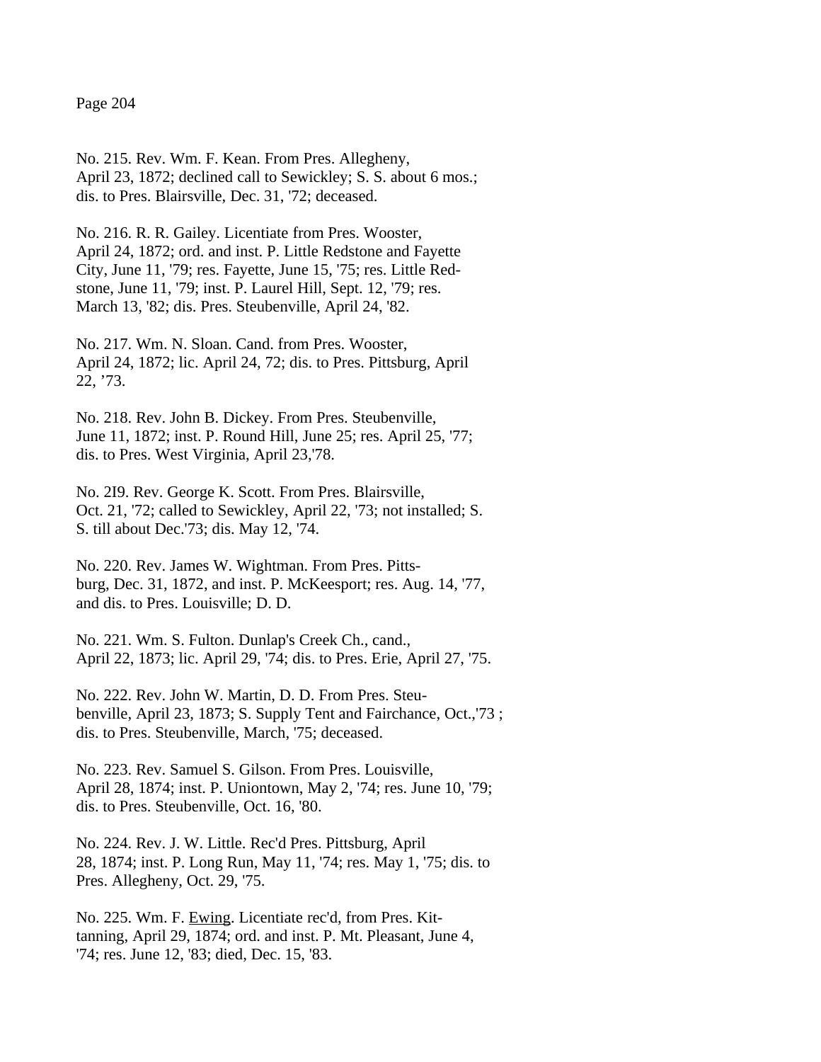No. 215. Rev. Wm. F. Kean. From Pres. Allegheny, April 23, 1872; declined call to Sewickley; S. S. about 6 mos.; dis. to Pres. Blairsville, Dec. 31, '72; deceased.

No. 216. R. R. Gailey. Licentiate from Pres. Wooster, April 24, 1872; ord. and inst. P. Little Redstone and Fayette City, June 11, '79; res. Fayette, June 15, '75; res. Little Redstone, June 11, '79; inst. P. Laurel Hill, Sept. 12, '79; res. March 13, '82; dis. Pres. Steubenville, April 24, '82.

No. 217. Wm. N. Sloan. Cand. from Pres. Wooster, April 24, 1872; lic. April 24, 72; dis. to Pres. Pittsburg, April 22, ’73.

No. 218. Rev. John B. Dickey. From Pres. Steubenville, June 11, 1872; inst. P. Round Hill, June 25; res. April 25, '77; dis. to Pres. West Virginia, April 23,'78.

No. 2I9. Rev. George K. Scott. From Pres. Blairsville, Oct. 21, '72; called to Sewickley, April 22, '73; not installed; S. S. till about Dec.'73; dis. May 12, '74.

No. 220. Rev. James W. Wightman. From Pres. Pittsburg, Dec. 31, 1872, and inst. P. McKeesport; res. Aug. 14, '77, and dis. to Pres. Louisville; D. D.

No. 221. Wm. S. Fulton. Dunlap's Creek Ch., cand., April 22, 1873; lic. April 29, '74; dis. to Pres. Erie, April 27, '75.

No. 222. Rev. John W. Martin, D. D. From Pres. Steubenville, April 23, 1873; S. Supply Tent and Fairchance, Oct.,'73 ; dis. to Pres. Steubenville, March, '75; deceased.

No. 223. Rev. Samuel S. Gilson. From Pres. Louisville, April 28, 1874; inst. P. Uniontown, May 2, '74; res. June 10, '79; dis. to Pres. Steubenville, Oct. 16, '80.

No. 224. Rev. J. W. Little. Rec'd Pres. Pittsburg, April 28, 1874; inst. P. Long Run, May 11, '74; res. May 1, '75; dis. to Pres. Allegheny, Oct. 29, '75.

No. 225. Wm. F. Ewing. Licentiate rec'd, from Pres. Kittanning, April 29, 1874; ord. and inst. P. Mt. Pleasant, June 4, '74; res. June 12, '83; died, Dec. 15, '83.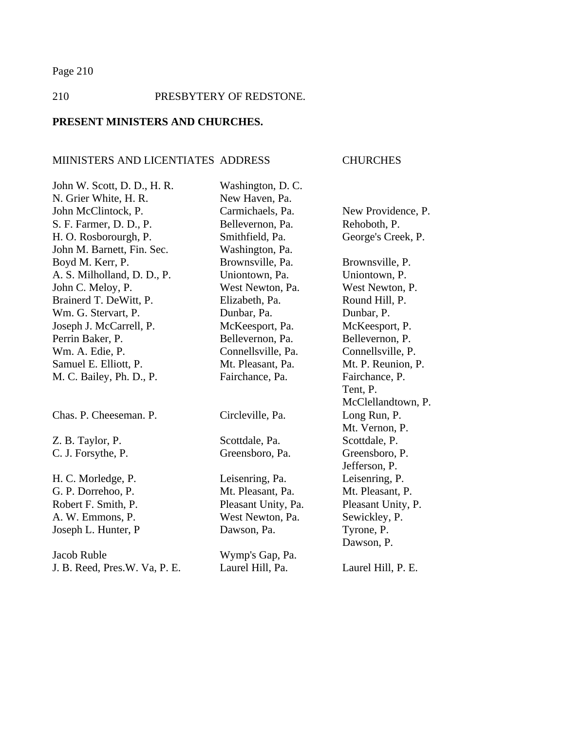## PRESENT MINISTERS AND CHURCHES.

| MIINISTERS AND LICENTIATES | ADDRESS | CHURCHES |
|---|---|---|
| John W. Scott, D. D., H. R. | Washington, D. C. | |
| N. Grier White, H. R. | New Haven, Pa. | |
| John McClintock, P. | Carmichaels, Pa. | New Providence, P. |
| S. F. Farmer, D. D., P. | Bellevernon, Pa. | Rehoboth, P. |
| H. O. Rosborourgh, P. | Smithfield, Pa. | George's Creek, P. |
| John M. Barnett, Fin. Sec. | Washington, Pa. | |
| Boyd M. Kerr, P. | Brownsville, Pa. | Brownsville, P. |
| A. S. Milholland, D. D., P. | Uniontown, Pa. | Uniontown, P. |
| John C. Meloy, P. | West Newton, Pa. | West Newton, P. |
| Brainerd T. DeWitt, P. | Elizabeth, Pa. | Round Hill, P. |
| Wm. G. Stervart, P. | Dunbar, Pa. | Dunbar, P. |
| Joseph J. McCarrell, P. | McKeesport, Pa. | McKeesport, P. |
| Perrin Baker, P. | Bellevernon, Pa. | Bellevernon, P. |
| Wm. A. Edie, P. | Connellsville, Pa. | Connellsville, P. |
| Samuel E. Elliott, P. | Mt. Pleasant, Pa. | Mt. P. Reunion, P. |
| M. C. Bailey, Ph. D., P. | Fairchance, Pa. | Fairchance, P.<br>Tent, P.<br>McClellandtown, P. |
| Chas. P. Cheeseman. P. | Circleville, Pa. | Long Run, P.<br>Mt. Vernon, P. |
| Z. B. Taylor, P. | Scottdale, Pa. | Scottdale, P. |
| C. J. Forsythe, P. | Greensboro, Pa. | Greensboro, P.<br>Jefferson, P. |
| H. C. Morledge, P. | Leisenring, Pa. | Leisenring, P. |
| G. P. Dorrehoo, P. | Mt. Pleasant, Pa. | Mt. Pleasant, P. |
| Robert F. Smith, P. | Pleasant Unity, Pa. | Pleasant Unity, P. |
| A. W. Emmons, P. | West Newton, Pa. | Sewickley, P. |
| Joseph L. Hunter, P | Dawson, Pa. | Tyrone, P.<br>Dawson, P. |
| Jacob Ruble | Wymp's Gap, Pa. | |
| J. B. Reed, Pres.W. Va, P. E. | Laurel Hill, Pa. | Laurel Hill, P. E. |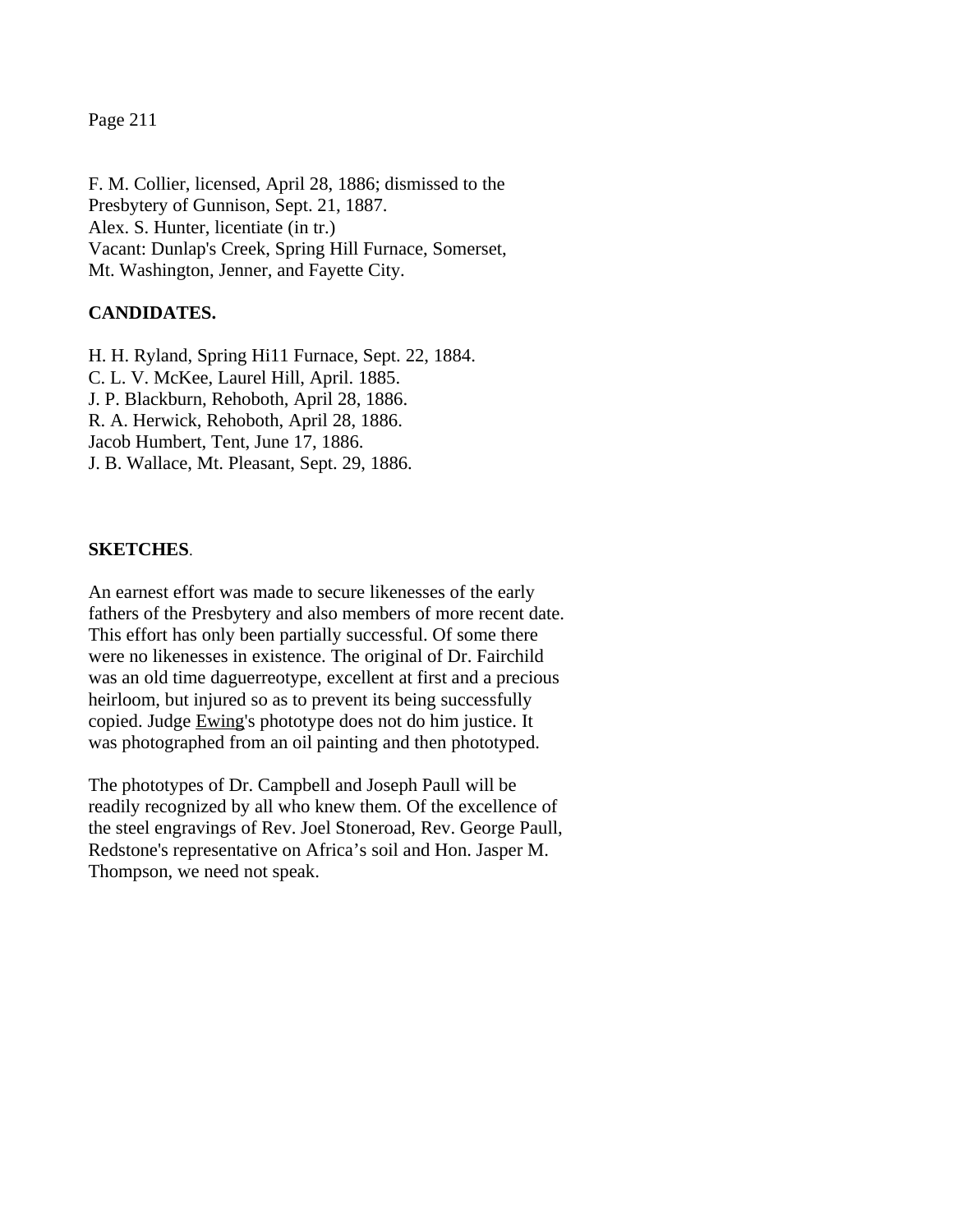F. M. Collier, licensed, April 28, 1886; dismissed to the Presbytery of Gunnison, Sept. 21, 1887.
Alex. S. Hunter, licentiate (in tr.)
Vacant: Dunlap's Creek, Spring Hill Furnace, Somerset, Mt. Washington, Jenner, and Fayette City.

**CANDIDATES.**

H. H. Ryland, Spring Hi11 Furnace, Sept. 22, 1884.
C. L. V. McKee, Laurel Hill, April. 1885.
J. P. Blackburn, Rehoboth, April 28, 1886.
R. A. Herwick, Rehoboth, April 28, 1886.
Jacob Humbert, Tent, June 17, 1886.
J. B. Wallace, Mt. Pleasant, Sept. 29, 1886.

**SKETCHES**.

An earnest effort was made to secure likenesses of the early fathers of the Presbytery and also members of more recent date. This effort has only been partially successful. Of some there were no likenesses in existence. The original of Dr. Fairchild was an old time daguerreotype, excellent at first and a precious heirloom, but injured so as to prevent its being successfully copied. Judge Ewing's phototype does not do him justice. It was photographed from an oil painting and then phototyped.

The phototypes of Dr. Campbell and Joseph Paull will be readily recognized by all who knew them. Of the excellence of the steel engravings of Rev. Joel Stoneroad, Rev. George Paull, Redstone's representative on Africa's soil and Hon. Jasper M. Thompson, we need not speak.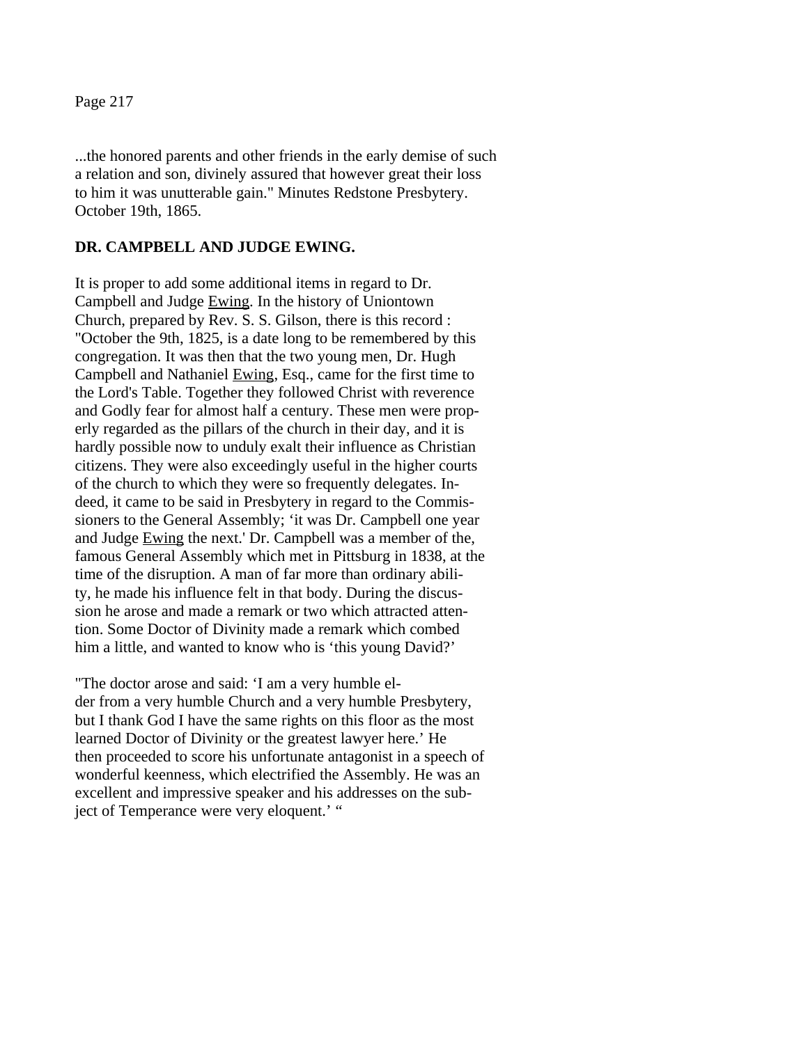...the honored parents and other friends in the early demise of such a relation and son, divinely assured that however great their loss to him it was unutterable gain." Minutes Redstone Presbytery. October 19th, 1865.

**DR. CAMPBELL AND JUDGE EWING.**

It is proper to add some additional items in regard to Dr. Campbell and Judge Ewing. In the history of Uniontown Church, prepared by Rev. S. S. Gilson, there is this record : "October the 9th, 1825, is a date long to be remembered by this congregation. It was then that the two young men, Dr. Hugh Campbell and Nathaniel Ewing, Esq., came for the first time to the Lord's Table. Together they followed Christ with reverence and Godly fear for almost half a century. These men were properly regarded as the pillars of the church in their day, and it is hardly possible now to unduly exalt their influence as Christian citizens. They were also exceedingly useful in the higher courts of the church to which they were so frequently delegates. Indeed, it came to be said in Presbytery in regard to the Commissioners to the General Assembly; 'it was Dr. Campbell one year and Judge Ewing the next.' Dr. Campbell was a member of the, famous General Assembly which met in Pittsburg in 1838, at the time of the disruption. A man of far more than ordinary ability, he made his influence felt in that body. During the discussion he arose and made a remark or two which attracted attention. Some Doctor of Divinity made a remark which combed him a little, and wanted to know who is 'this young David?'

"The doctor arose and said: 'I am a very humble elder from a very humble Church and a very humble Presbytery, but I thank God I have the same rights on this floor as the most learned Doctor of Divinity or the greatest lawyer here.' He then proceeded to score his unfortunate antagonist in a speech of wonderful keenness, which electrified the Assembly. He was an excellent and impressive speaker and his addresses on the subject of Temperance were very eloquent.' "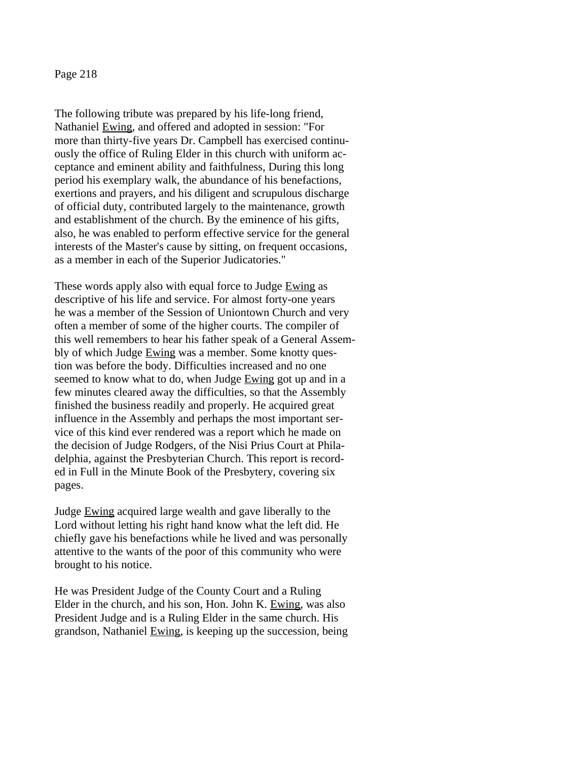The following tribute was prepared by his life-long friend, Nathaniel Ewing, and offered and adopted in session: "For more than thirty-five years Dr. Campbell has exercised continuously the office of Ruling Elder in this church with uniform acceptance and eminent ability and faithfulness, During this long period his exemplary walk, the abundance of his benefactions, exertions and prayers, and his diligent and scrupulous discharge of official duty, contributed largely to the maintenance, growth and establishment of the church. By the eminence of his gifts, also, he was enabled to perform effective service for the general interests of the Master's cause by sitting, on frequent occasions, as a member in each of the Superior Judicatories."

These words apply also with equal force to Judge Ewing as descriptive of his life and service. For almost forty-one years he was a member of the Session of Uniontown Church and very often a member of some of the higher courts. The compiler of this well remembers to hear his father speak of a General Assembly of which Judge Ewing was a member. Some knotty question was before the body. Difficulties increased and no one seemed to know what to do, when Judge Ewing got up and in a few minutes cleared away the difficulties, so that the Assembly finished the business readily and properly. He acquired great influence in the Assembly and perhaps the most important service of this kind ever rendered was a report which he made on the decision of Judge Rodgers, of the Nisi Prius Court at Philadelphia, against the Presbyterian Church. This report is recorded in Full in the Minute Book of the Presbytery, covering six pages.

Judge Ewing acquired large wealth and gave liberally to the Lord without letting his right hand know what the left did. He chiefly gave his benefactions while he lived and was personally attentive to the wants of the poor of this community who were brought to his notice.

He was President Judge of the County Court and a Ruling Elder in the church, and his son, Hon. John K. Ewing, was also President Judge and is a Ruling Elder in the same church. His grandson, Nathaniel Ewing, is keeping up the succession, being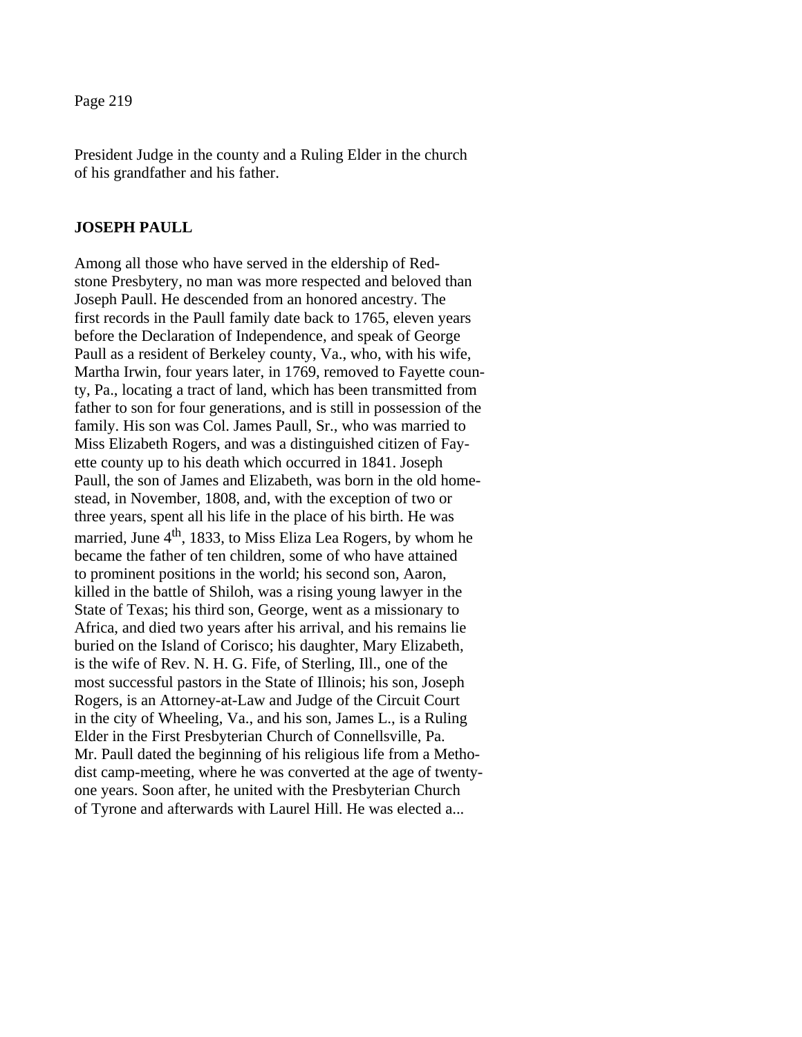President Judge in the county and a Ruling Elder in the church of his grandfather and his father.

**JOSEPH PAULL**

Among all those who have served in the eldership of Redstone Presbytery, no man was more respected and beloved than Joseph Paull. He descended from an honored ancestry. The first records in the Paull family date back to 1765, eleven years before the Declaration of Independence, and speak of George Paull as a resident of Berkeley county, Va., who, with his wife, Martha Irwin, four years later, in 1769, removed to Fayette county, Pa., locating a tract of land, which has been transmitted from father to son for four generations, and is still in possession of the family. His son was Col. James Paull, Sr., who was married to Miss Elizabeth Rogers, and was a distinguished citizen of Fayette county up to his death which occurred in 1841. Joseph Paull, the son of James and Elizabeth, was born in the old homestead, in November, 1808, and, with the exception of two or three years, spent all his life in the place of his birth. He was married, June 4th, 1833, to Miss Eliza Lea Rogers, by whom he became the father of ten children, some of who have attained to prominent positions in the world; his second son, Aaron, killed in the battle of Shiloh, was a rising young lawyer in the State of Texas; his third son, George, went as a missionary to Africa, and died two years after his arrival, and his remains lie buried on the Island of Corisco; his daughter, Mary Elizabeth, is the wife of Rev. N. H. G. Fife, of Sterling, Ill., one of the most successful pastors in the State of Illinois; his son, Joseph Rogers, is an Attorney-at-Law and Judge of the Circuit Court in the city of Wheeling, Va., and his son, James L., is a Ruling Elder in the First Presbyterian Church of Connellsville, Pa. Mr. Paull dated the beginning of his religious life from a Methodist camp-meeting, where he was converted at the age of twenty-one years. Soon after, he united with the Presbyterian Church of Tyrone and afterwards with Laurel Hill. He was elected a...